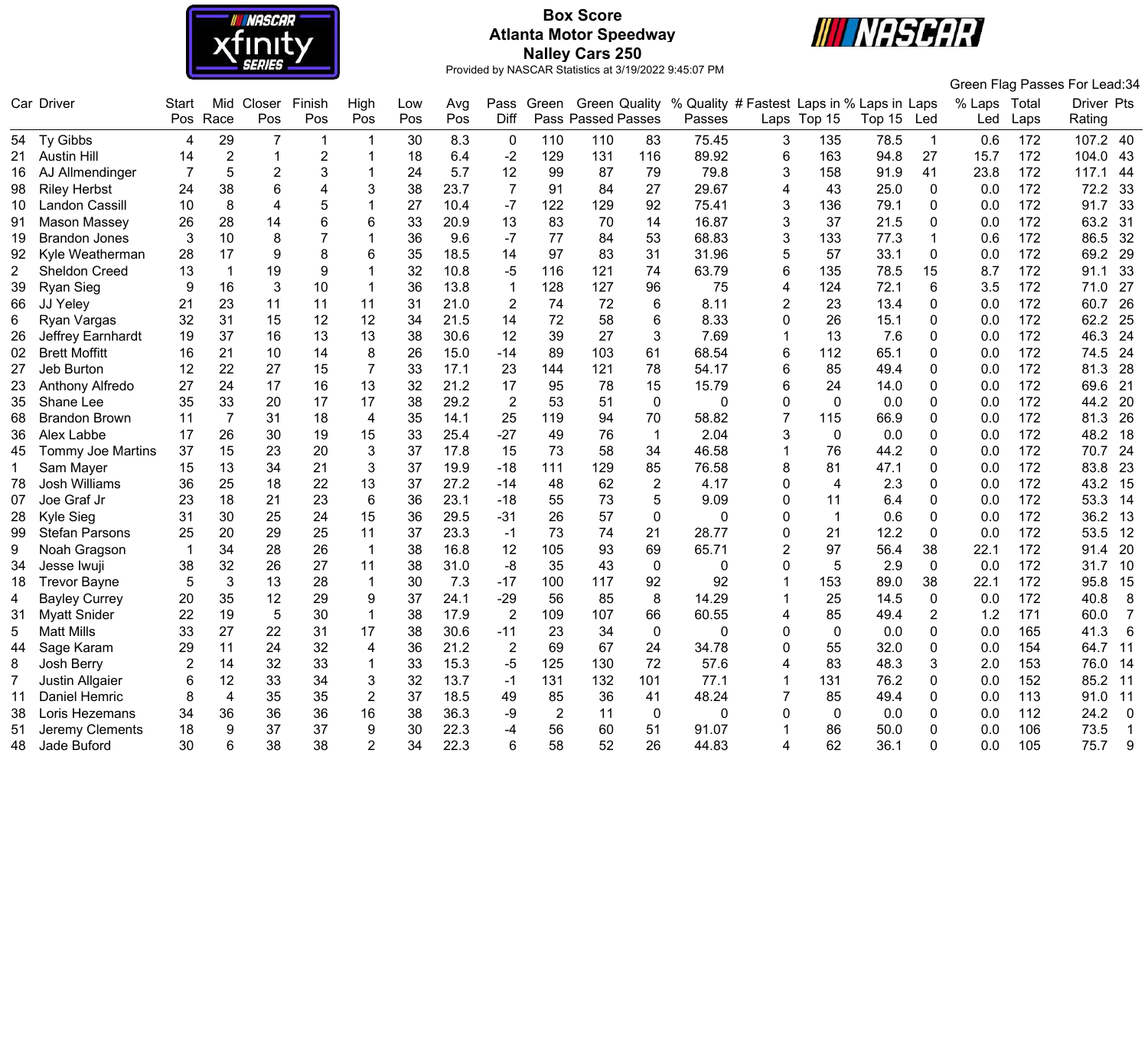# Box Score
## Atlanta Motor Speedway
## Nalley Cars 250

Provided by NASCAR Statistics at 3/19/2022 9:45:07 PM

Green Flag Passes For Lead:34

| Car | Driver | Start Pos | Mid Race | Closer Pos | Finish Pos | High Pos | Low Pos | Avg Pos | Pass Diff | Green Pass | Green Passed | Quality Passes | % Quality Passes | # Fastest Laps | Laps in Top 15 | % Laps in Top 15 | Laps Led | % Laps Led | Total Laps | Driver Rating | Pts |
|---|---|---|---|---|---|---|---|---|---|---|---|---|---|---|---|---|---|---|---|---|---|
| 54 | Ty Gibbs | 4 | 29 | 7 | 1 | 1 | 30 | 8.3 | 0 | 110 | 110 | 83 | 75.45 | 3 | 135 | 78.5 | 1 | 0.6 | 172 | 107.2 | 40 |
| 21 | Austin Hill | 14 | 2 | 1 | 2 | 1 | 18 | 6.4 | -2 | 129 | 131 | 116 | 89.92 | 6 | 163 | 94.8 | 27 | 15.7 | 172 | 104.0 | 43 |
| 16 | AJ Allmendinger | 7 | 5 | 2 | 3 | 1 | 24 | 5.7 | 12 | 99 | 87 | 79 | 79.8 | 3 | 158 | 91.9 | 41 | 23.8 | 172 | 117.1 | 44 |
| 98 | Riley Herbst | 24 | 38 | 6 | 4 | 3 | 38 | 23.7 | 7 | 91 | 84 | 27 | 29.67 | 4 | 43 | 25.0 | 0 | 0.0 | 172 | 72.2 | 33 |
| 10 | Landon Cassill | 10 | 8 | 4 | 5 | 1 | 27 | 10.4 | -7 | 122 | 129 | 92 | 75.41 | 3 | 136 | 79.1 | 0 | 0.0 | 172 | 91.7 | 33 |
| 91 | Mason Massey | 26 | 28 | 14 | 6 | 6 | 33 | 20.9 | 13 | 83 | 70 | 14 | 16.87 | 3 | 37 | 21.5 | 0 | 0.0 | 172 | 63.2 | 31 |
| 19 | Brandon Jones | 3 | 10 | 8 | 7 | 1 | 36 | 9.6 | -7 | 77 | 84 | 53 | 68.83 | 3 | 133 | 77.3 | 1 | 0.6 | 172 | 86.5 | 32 |
| 92 | Kyle Weatherman | 28 | 17 | 9 | 8 | 6 | 35 | 18.5 | 14 | 97 | 83 | 31 | 31.96 | 5 | 57 | 33.1 | 0 | 0.0 | 172 | 69.2 | 29 |
| 2 | Sheldon Creed | 13 | 1 | 19 | 9 | 1 | 32 | 10.8 | -5 | 116 | 121 | 74 | 63.79 | 6 | 135 | 78.5 | 15 | 8.7 | 172 | 91.1 | 33 |
| 39 | Ryan Sieg | 9 | 16 | 3 | 10 | 1 | 36 | 13.8 | 1 | 128 | 127 | 96 | 75 | 4 | 124 | 72.1 | 6 | 3.5 | 172 | 71.0 | 27 |
| 66 | JJ Yeley | 21 | 23 | 11 | 11 | 11 | 31 | 21.0 | 2 | 74 | 72 | 6 | 8.11 | 2 | 23 | 13.4 | 0 | 0.0 | 172 | 60.7 | 26 |
| 6 | Ryan Vargas | 32 | 31 | 15 | 12 | 12 | 34 | 21.5 | 14 | 72 | 58 | 6 | 8.33 | 0 | 26 | 15.1 | 0 | 0.0 | 172 | 62.2 | 25 |
| 26 | Jeffrey Earnhardt | 19 | 37 | 16 | 13 | 13 | 38 | 30.6 | 12 | 39 | 27 | 3 | 7.69 | 1 | 13 | 7.6 | 0 | 0.0 | 172 | 46.3 | 24 |
| 02 | Brett Moffitt | 16 | 21 | 10 | 14 | 8 | 26 | 15.0 | -14 | 89 | 103 | 61 | 68.54 | 6 | 112 | 65.1 | 0 | 0.0 | 172 | 74.5 | 24 |
| 27 | Jeb Burton | 12 | 22 | 27 | 15 | 7 | 33 | 17.1 | 23 | 144 | 121 | 78 | 54.17 | 6 | 85 | 49.4 | 0 | 0.0 | 172 | 81.3 | 28 |
| 23 | Anthony Alfredo | 27 | 24 | 17 | 16 | 13 | 32 | 21.2 | 17 | 95 | 78 | 15 | 15.79 | 6 | 24 | 14.0 | 0 | 0.0 | 172 | 69.6 | 21 |
| 35 | Shane Lee | 35 | 33 | 20 | 17 | 17 | 38 | 29.2 | 2 | 53 | 51 | 0 | 0 | 0 | 0 | 0.0 | 0 | 0.0 | 172 | 44.2 | 20 |
| 68 | Brandon Brown | 11 | 7 | 31 | 18 | 4 | 35 | 14.1 | 25 | 119 | 94 | 70 | 58.82 | 7 | 115 | 66.9 | 0 | 0.0 | 172 | 81.3 | 26 |
| 36 | Alex Labbe | 17 | 26 | 30 | 19 | 15 | 33 | 25.4 | -27 | 49 | 76 | 1 | 2.04 | 3 | 0 | 0.0 | 0 | 0.0 | 172 | 48.2 | 18 |
| 45 | Tommy Joe Martins | 37 | 15 | 23 | 20 | 3 | 37 | 17.8 | 15 | 73 | 58 | 34 | 46.58 | 1 | 76 | 44.2 | 0 | 0.0 | 172 | 70.7 | 24 |
| 1 | Sam Mayer | 15 | 13 | 34 | 21 | 3 | 37 | 19.9 | -18 | 111 | 129 | 85 | 76.58 | 8 | 81 | 47.1 | 0 | 0.0 | 172 | 83.8 | 23 |
| 78 | Josh Williams | 36 | 25 | 18 | 22 | 13 | 37 | 27.2 | -14 | 48 | 62 | 2 | 4.17 | 0 | 4 | 2.3 | 0 | 0.0 | 172 | 43.2 | 15 |
| 07 | Joe Graf Jr | 23 | 18 | 21 | 23 | 6 | 36 | 23.1 | -18 | 55 | 73 | 5 | 9.09 | 0 | 11 | 6.4 | 0 | 0.0 | 172 | 53.3 | 14 |
| 28 | Kyle Sieg | 31 | 30 | 25 | 24 | 15 | 36 | 29.5 | -31 | 26 | 57 | 0 | 0 | 0 | 1 | 0.6 | 0 | 0.0 | 172 | 36.2 | 13 |
| 99 | Stefan Parsons | 25 | 20 | 29 | 25 | 11 | 37 | 23.3 | -1 | 73 | 74 | 21 | 28.77 | 0 | 21 | 12.2 | 0 | 0.0 | 172 | 53.5 | 12 |
| 9 | Noah Gragson | 1 | 34 | 28 | 26 | 1 | 38 | 16.8 | 12 | 105 | 93 | 69 | 65.71 | 2 | 97 | 56.4 | 38 | 22.1 | 172 | 91.4 | 20 |
| 34 | Jesse Iwuji | 38 | 32 | 26 | 27 | 11 | 38 | 31.0 | -8 | 35 | 43 | 0 | 0 | 0 | 5 | 2.9 | 0 | 0.0 | 172 | 31.7 | 10 |
| 18 | Trevor Bayne | 5 | 3 | 13 | 28 | 1 | 30 | 7.3 | -17 | 100 | 117 | 92 | 92 | 1 | 153 | 89.0 | 38 | 22.1 | 172 | 95.8 | 15 |
| 4 | Bayley Currey | 20 | 35 | 12 | 29 | 9 | 37 | 24.1 | -29 | 56 | 85 | 8 | 14.29 | 1 | 25 | 14.5 | 0 | 0.0 | 172 | 40.8 | 8 |
| 31 | Myatt Snider | 22 | 19 | 5 | 30 | 1 | 38 | 17.9 | 2 | 109 | 107 | 66 | 60.55 | 4 | 85 | 49.4 | 2 | 1.2 | 171 | 60.0 | 7 |
| 5 | Matt Mills | 33 | 27 | 22 | 31 | 17 | 38 | 30.6 | -11 | 23 | 34 | 0 | 0 | 0 | 0 | 0.0 | 0 | 0.0 | 165 | 41.3 | 6 |
| 44 | Sage Karam | 29 | 11 | 24 | 32 | 4 | 36 | 21.2 | 2 | 69 | 67 | 24 | 34.78 | 0 | 55 | 32.0 | 0 | 0.0 | 154 | 64.7 | 11 |
| 8 | Josh Berry | 2 | 14 | 32 | 33 | 1 | 33 | 15.3 | -5 | 125 | 130 | 72 | 57.6 | 4 | 83 | 48.3 | 3 | 2.0 | 153 | 76.0 | 14 |
| 7 | Justin Allgaier | 6 | 12 | 33 | 34 | 3 | 32 | 13.7 | -1 | 131 | 132 | 101 | 77.1 | 1 | 131 | 76.2 | 0 | 0.0 | 152 | 85.2 | 11 |
| 11 | Daniel Hemric | 8 | 4 | 35 | 35 | 2 | 37 | 18.5 | 49 | 85 | 36 | 41 | 48.24 | 7 | 85 | 49.4 | 0 | 0.0 | 113 | 91.0 | 11 |
| 38 | Loris Hezemans | 34 | 36 | 36 | 36 | 16 | 38 | 36.3 | -9 | 2 | 11 | 0 | 0 | 0 | 0 | 0.0 | 0 | 0.0 | 112 | 24.2 | 0 |
| 51 | Jeremy Clements | 18 | 9 | 37 | 37 | 9 | 30 | 22.3 | -4 | 56 | 60 | 51 | 91.07 | 1 | 86 | 50.0 | 0 | 0.0 | 106 | 73.5 | 1 |
| 48 | Jade Buford | 30 | 6 | 38 | 38 | 2 | 34 | 22.3 | 6 | 58 | 52 | 26 | 44.83 | 4 | 62 | 36.1 | 0 | 0.0 | 105 | 75.7 | 9 |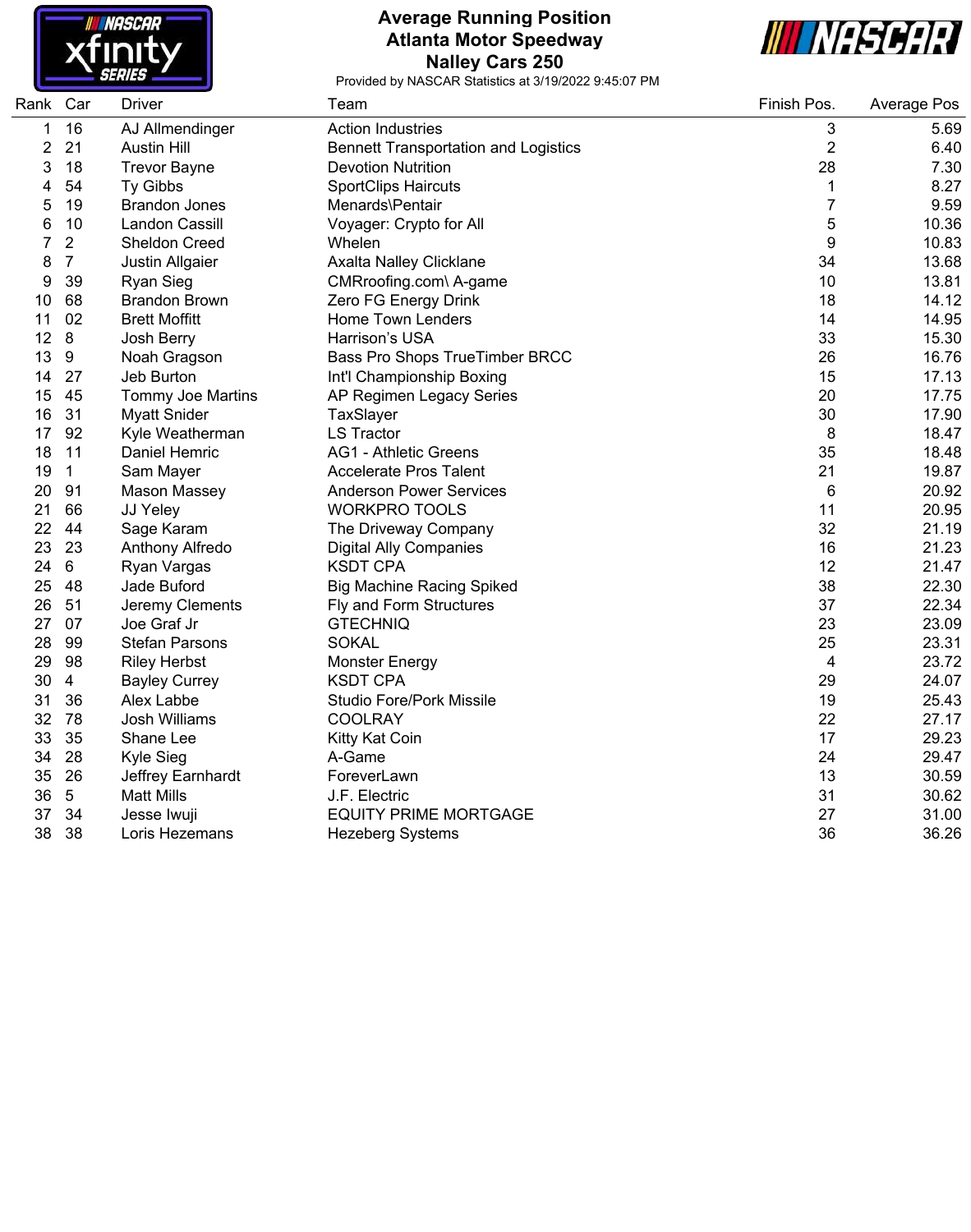# Average Running Position
## Atlanta Motor Speedway
## Nalley Cars 250

Provided by NASCAR Statistics at 3/19/2022 9:45:07 PM

| Rank | Car | Driver | Team | Finish Pos. | Average Pos |
|---|---|---|---|---|---|
| 1 | 16 | AJ Allmendinger | Action Industries | 3 | 5.69 |
| 2 | 21 | Austin Hill | Bennett Transportation and Logistics | 2 | 6.40 |
| 3 | 18 | Trevor Bayne | Devotion Nutrition | 28 | 7.30 |
| 4 | 54 | Ty Gibbs | SportClips Haircuts | 1 | 8.27 |
| 5 | 19 | Brandon Jones | Menards\Pentair | 7 | 9.59 |
| 6 | 10 | Landon Cassill | Voyager: Crypto for All | 5 | 10.36 |
| 7 | 2 | Sheldon Creed | Whelen | 9 | 10.83 |
| 8 | 7 | Justin Allgaier | Axalta Nalley Clicklane | 34 | 13.68 |
| 9 | 39 | Ryan Sieg | CMRroofing.com\ A-game | 10 | 13.81 |
| 10 | 68 | Brandon Brown | Zero FG Energy Drink | 18 | 14.12 |
| 11 | 02 | Brett Moffitt | Home Town Lenders | 14 | 14.95 |
| 12 | 8 | Josh Berry | Harrison's USA | 33 | 15.30 |
| 13 | 9 | Noah Gragson | Bass Pro Shops TrueTimber BRCC | 26 | 16.76 |
| 14 | 27 | Jeb Burton | Int'l Championship Boxing | 15 | 17.13 |
| 15 | 45 | Tommy Joe Martins | AP Regimen Legacy Series | 20 | 17.75 |
| 16 | 31 | Myatt Snider | TaxSlayer | 30 | 17.90 |
| 17 | 92 | Kyle Weatherman | LS Tractor | 8 | 18.47 |
| 18 | 11 | Daniel Hemric | AG1 - Athletic Greens | 35 | 18.48 |
| 19 | 1 | Sam Mayer | Accelerate Pros Talent | 21 | 19.87 |
| 20 | 91 | Mason Massey | Anderson Power Services | 6 | 20.92 |
| 21 | 66 | JJ Yeley | WORKPRO TOOLS | 11 | 20.95 |
| 22 | 44 | Sage Karam | The Driveway Company | 32 | 21.19 |
| 23 | 23 | Anthony Alfredo | Digital Ally Companies | 16 | 21.23 |
| 24 | 6 | Ryan Vargas | KSDT CPA | 12 | 21.47 |
| 25 | 48 | Jade Buford | Big Machine Racing Spiked | 38 | 22.30 |
| 26 | 51 | Jeremy Clements | Fly and Form Structures | 37 | 22.34 |
| 27 | 07 | Joe Graf Jr | GTECHNIQ | 23 | 23.09 |
| 28 | 99 | Stefan Parsons | SOKAL | 25 | 23.31 |
| 29 | 98 | Riley Herbst | Monster Energy | 4 | 23.72 |
| 30 | 4 | Bayley Currey | KSDT CPA | 29 | 24.07 |
| 31 | 36 | Alex Labbe | Studio Fore/Pork Missile | 19 | 25.43 |
| 32 | 78 | Josh Williams | COOLRAY | 22 | 27.17 |
| 33 | 35 | Shane Lee | Kitty Kat Coin | 17 | 29.23 |
| 34 | 28 | Kyle Sieg | A-Game | 24 | 29.47 |
| 35 | 26 | Jeffrey Earnhardt | ForeverLawn | 13 | 30.59 |
| 36 | 5 | Matt Mills | J.F. Electric | 31 | 30.62 |
| 37 | 34 | Jesse Iwuji | EQUITY PRIME MORTGAGE | 27 | 31.00 |
| 38 | 38 | Loris Hezemans | Hezeberg Systems | 36 | 36.26 |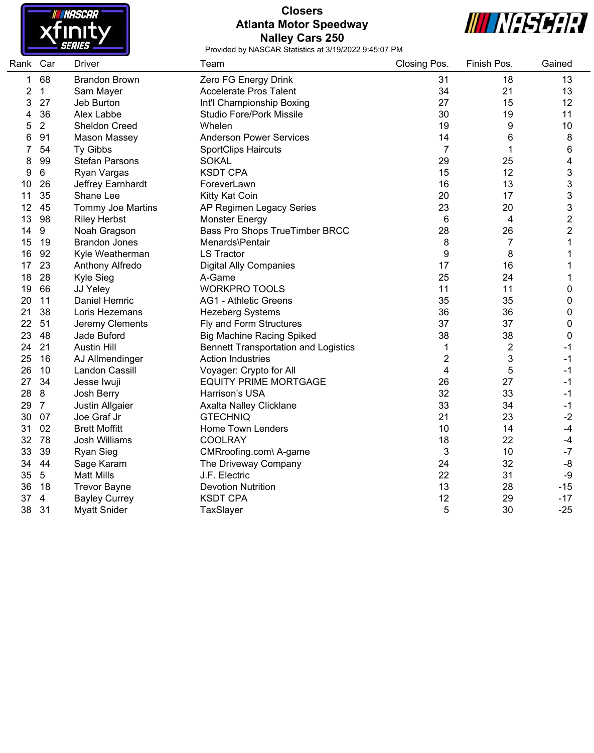# Closers
## Atlanta Motor Speedway
## Nalley Cars 250

Provided by NASCAR Statistics at 3/19/2022 9:45:07 PM

| Rank | Car | Driver | Team | Closing Pos. | Finish Pos. | Gained |
|---|---|---|---|---|---|---|
| 1 | 68 | Brandon Brown | Zero FG Energy Drink | 31 | 18 | 13 |
| 2 | 1 | Sam Mayer | Accelerate Pros Talent | 34 | 21 | 13 |
| 3 | 27 | Jeb Burton | Int'l Championship Boxing | 27 | 15 | 12 |
| 4 | 36 | Alex Labbe | Studio Fore/Pork Missile | 30 | 19 | 11 |
| 5 | 2 | Sheldon Creed | Whelen | 19 | 9 | 10 |
| 6 | 91 | Mason Massey | Anderson Power Services | 14 | 6 | 8 |
| 7 | 54 | Ty Gibbs | SportClips Haircuts | 7 | 1 | 6 |
| 8 | 99 | Stefan Parsons | SOKAL | 29 | 25 | 4 |
| 9 | 6 | Ryan Vargas | KSDT CPA | 15 | 12 | 3 |
| 10 | 26 | Jeffrey Earnhardt | ForeverLawn | 16 | 13 | 3 |
| 11 | 35 | Shane Lee | Kitty Kat Coin | 20 | 17 | 3 |
| 12 | 45 | Tommy Joe Martins | AP Regimen Legacy Series | 23 | 20 | 3 |
| 13 | 98 | Riley Herbst | Monster Energy | 6 | 4 | 2 |
| 14 | 9 | Noah Gragson | Bass Pro Shops TrueTimber BRCC | 28 | 26 | 2 |
| 15 | 19 | Brandon Jones | Menards\Pentair | 8 | 7 | 1 |
| 16 | 92 | Kyle Weatherman | LS Tractor | 9 | 8 | 1 |
| 17 | 23 | Anthony Alfredo | Digital Ally Companies | 17 | 16 | 1 |
| 18 | 28 | Kyle Sieg | A-Game | 25 | 24 | 1 |
| 19 | 66 | JJ Yeley | WORKPRO TOOLS | 11 | 11 | 0 |
| 20 | 11 | Daniel Hemric | AG1 - Athletic Greens | 35 | 35 | 0 |
| 21 | 38 | Loris Hezemans | Hezeberg Systems | 36 | 36 | 0 |
| 22 | 51 | Jeremy Clements | Fly and Form Structures | 37 | 37 | 0 |
| 23 | 48 | Jade Buford | Big Machine Racing Spiked | 38 | 38 | 0 |
| 24 | 21 | Austin Hill | Bennett Transportation and Logistics | 1 | 2 | -1 |
| 25 | 16 | AJ Allmendinger | Action Industries | 2 | 3 | -1 |
| 26 | 10 | Landon Cassill | Voyager: Crypto for All | 4 | 5 | -1 |
| 27 | 34 | Jesse Iwuji | EQUITY PRIME MORTGAGE | 26 | 27 | -1 |
| 28 | 8 | Josh Berry | Harrison's USA | 32 | 33 | -1 |
| 29 | 7 | Justin Allgaier | Axalta Nalley Clicklane | 33 | 34 | -1 |
| 30 | 07 | Joe Graf Jr | GTECHNIQ | 21 | 23 | -2 |
| 31 | 02 | Brett Moffitt | Home Town Lenders | 10 | 14 | -4 |
| 32 | 78 | Josh Williams | COOLRAY | 18 | 22 | -4 |
| 33 | 39 | Ryan Sieg | CMRroofing.com\ A-game | 3 | 10 | -7 |
| 34 | 44 | Sage Karam | The Driveway Company | 24 | 32 | -8 |
| 35 | 5 | Matt Mills | J.F. Electric | 22 | 31 | -9 |
| 36 | 18 | Trevor Bayne | Devotion Nutrition | 13 | 28 | -15 |
| 37 | 4 | Bayley Currey | KSDT CPA | 12 | 29 | -17 |
| 38 | 31 | Myatt Snider | TaxSlayer | 5 | 30 | -25 |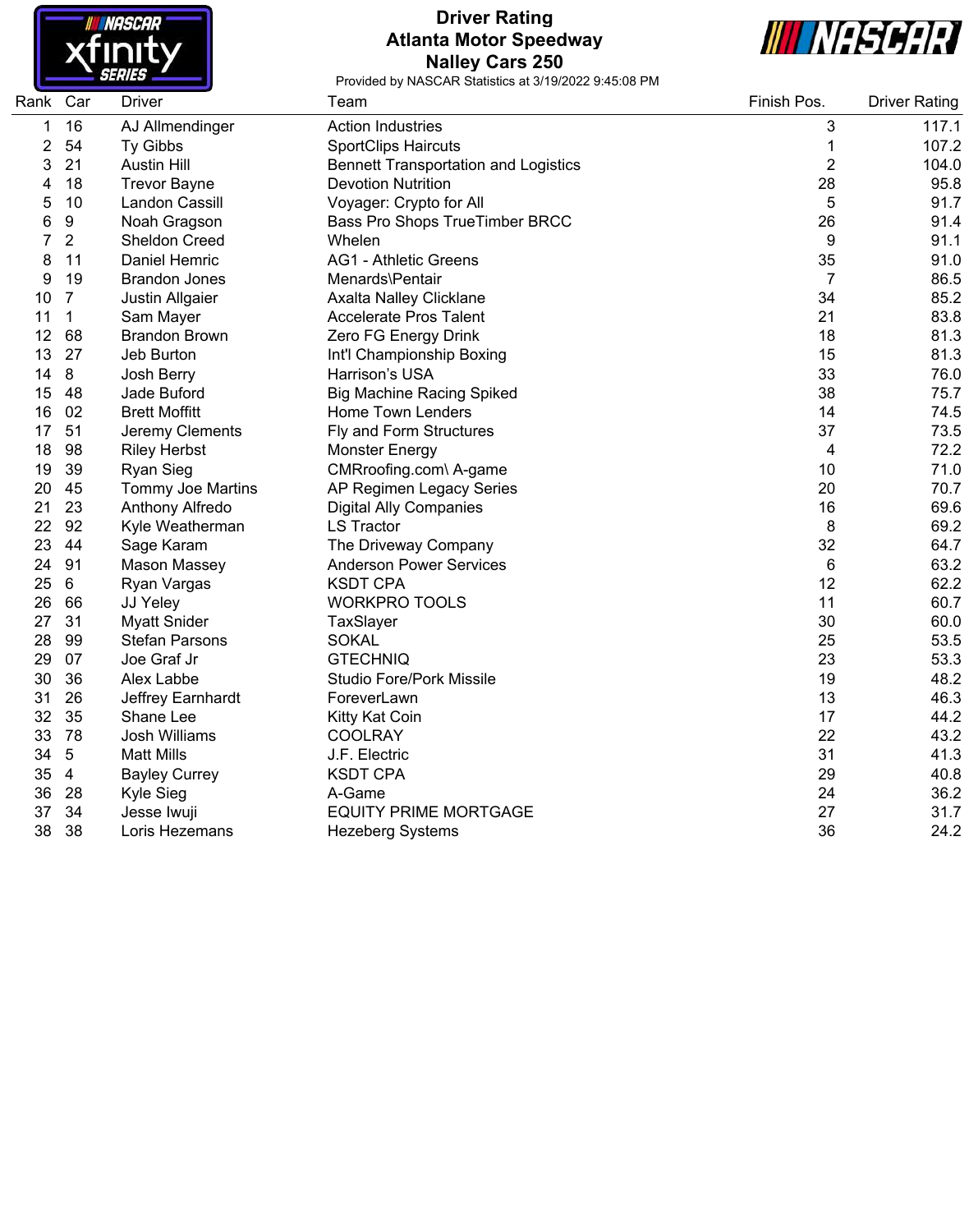# Driver Rating
## Atlanta Motor Speedway
## Nalley Cars 250

Provided by NASCAR Statistics at 3/19/2022 9:45:08 PM

| Rank | Car | Driver | Team | Finish Pos. | Driver Rating |
|---|---|---|---|---|---|
| 1 | 16 | AJ Allmendinger | Action Industries | 3 | 117.1 |
| 2 | 54 | Ty Gibbs | SportClips Haircuts | 1 | 107.2 |
| 3 | 21 | Austin Hill | Bennett Transportation and Logistics | 2 | 104.0 |
| 4 | 18 | Trevor Bayne | Devotion Nutrition | 28 | 95.8 |
| 5 | 10 | Landon Cassill | Voyager: Crypto for All | 5 | 91.7 |
| 6 | 9 | Noah Gragson | Bass Pro Shops TrueTimber BRCC | 26 | 91.4 |
| 7 | 2 | Sheldon Creed | Whelen | 9 | 91.1 |
| 8 | 11 | Daniel Hemric | AG1 - Athletic Greens | 35 | 91.0 |
| 9 | 19 | Brandon Jones | Menards\Pentair | 7 | 86.5 |
| 10 | 7 | Justin Allgaier | Axalta Nalley Clicklane | 34 | 85.2 |
| 11 | 1 | Sam Mayer | Accelerate Pros Talent | 21 | 83.8 |
| 12 | 68 | Brandon Brown | Zero FG Energy Drink | 18 | 81.3 |
| 13 | 27 | Jeb Burton | Int'l Championship Boxing | 15 | 81.3 |
| 14 | 8 | Josh Berry | Harrison's USA | 33 | 76.0 |
| 15 | 48 | Jade Buford | Big Machine Racing Spiked | 38 | 75.7 |
| 16 | 02 | Brett Moffitt | Home Town Lenders | 14 | 74.5 |
| 17 | 51 | Jeremy Clements | Fly and Form Structures | 37 | 73.5 |
| 18 | 98 | Riley Herbst | Monster Energy | 4 | 72.2 |
| 19 | 39 | Ryan Sieg | CMRroofing.com\ A-game | 10 | 71.0 |
| 20 | 45 | Tommy Joe Martins | AP Regimen Legacy Series | 20 | 70.7 |
| 21 | 23 | Anthony Alfredo | Digital Ally Companies | 16 | 69.6 |
| 22 | 92 | Kyle Weatherman | LS Tractor | 8 | 69.2 |
| 23 | 44 | Sage Karam | The Driveway Company | 32 | 64.7 |
| 24 | 91 | Mason Massey | Anderson Power Services | 6 | 63.2 |
| 25 | 6 | Ryan Vargas | KSDT CPA | 12 | 62.2 |
| 26 | 66 | JJ Yeley | WORKPRO TOOLS | 11 | 60.7 |
| 27 | 31 | Myatt Snider | TaxSlayer | 30 | 60.0 |
| 28 | 99 | Stefan Parsons | SOKAL | 25 | 53.5 |
| 29 | 07 | Joe Graf Jr | GTECHNIQ | 23 | 53.3 |
| 30 | 36 | Alex Labbe | Studio Fore/Pork Missile | 19 | 48.2 |
| 31 | 26 | Jeffrey Earnhardt | ForeverLawn | 13 | 46.3 |
| 32 | 35 | Shane Lee | Kitty Kat Coin | 17 | 44.2 |
| 33 | 78 | Josh Williams | COOLRAY | 22 | 43.2 |
| 34 | 5 | Matt Mills | J.F. Electric | 31 | 41.3 |
| 35 | 4 | Bayley Currey | KSDT CPA | 29 | 40.8 |
| 36 | 28 | Kyle Sieg | A-Game | 24 | 36.2 |
| 37 | 34 | Jesse Iwuji | EQUITY PRIME MORTGAGE | 27 | 31.7 |
| 38 | 38 | Loris Hezemans | Hezeberg Systems | 36 | 24.2 |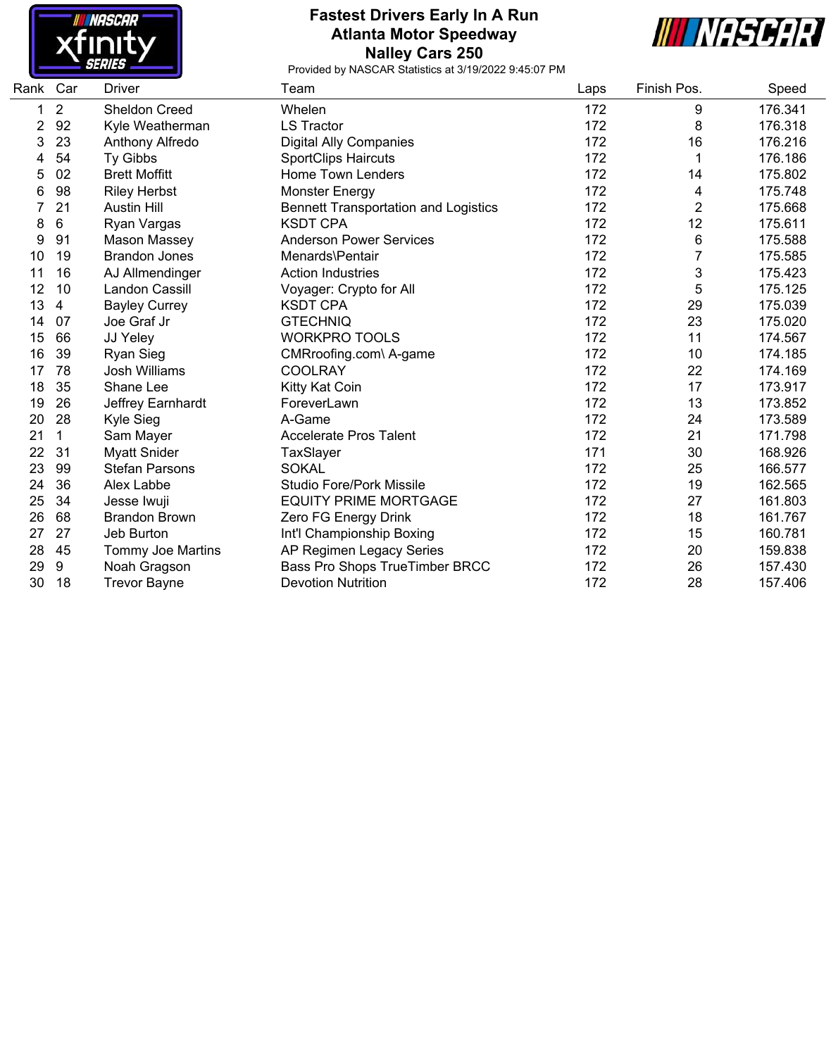# Fastest Drivers Early In A Run
## Atlanta Motor Speedway
## Nalley Cars 250

Provided by NASCAR Statistics at 3/19/2022 9:45:07 PM

| Rank | Car | Driver | Team | Laps | Finish Pos. | Speed |
|---|---|---|---|---|---|---|
| 1 | 2 | Sheldon Creed | Whelen | 172 | 9 | 176.341 |
| 2 | 92 | Kyle Weatherman | LS Tractor | 172 | 8 | 176.318 |
| 3 | 23 | Anthony Alfredo | Digital Ally Companies | 172 | 16 | 176.216 |
| 4 | 54 | Ty Gibbs | SportClips Haircuts | 172 | 1 | 176.186 |
| 5 | 02 | Brett Moffitt | Home Town Lenders | 172 | 14 | 175.802 |
| 6 | 98 | Riley Herbst | Monster Energy | 172 | 4 | 175.748 |
| 7 | 21 | Austin Hill | Bennett Transportation and Logistics | 172 | 2 | 175.668 |
| 8 | 6 | Ryan Vargas | KSDT CPA | 172 | 12 | 175.611 |
| 9 | 91 | Mason Massey | Anderson Power Services | 172 | 6 | 175.588 |
| 10 | 19 | Brandon Jones | Menards\Pentair | 172 | 7 | 175.585 |
| 11 | 16 | AJ Allmendinger | Action Industries | 172 | 3 | 175.423 |
| 12 | 10 | Landon Cassill | Voyager: Crypto for All | 172 | 5 | 175.125 |
| 13 | 4 | Bayley Currey | KSDT CPA | 172 | 29 | 175.039 |
| 14 | 07 | Joe Graf Jr | GTECHNIQ | 172 | 23 | 175.020 |
| 15 | 66 | JJ Yeley | WORKPRO TOOLS | 172 | 11 | 174.567 |
| 16 | 39 | Ryan Sieg | CMRroofing.com\ A-game | 172 | 10 | 174.185 |
| 17 | 78 | Josh Williams | COOLRAY | 172 | 22 | 174.169 |
| 18 | 35 | Shane Lee | Kitty Kat Coin | 172 | 17 | 173.917 |
| 19 | 26 | Jeffrey Earnhardt | ForeverLawn | 172 | 13 | 173.852 |
| 20 | 28 | Kyle Sieg | A-Game | 172 | 24 | 173.589 |
| 21 | 1 | Sam Mayer | Accelerate Pros Talent | 172 | 21 | 171.798 |
| 22 | 31 | Myatt Snider | TaxSlayer | 171 | 30 | 168.926 |
| 23 | 99 | Stefan Parsons | SOKAL | 172 | 25 | 166.577 |
| 24 | 36 | Alex Labbe | Studio Fore/Pork Missile | 172 | 19 | 162.565 |
| 25 | 34 | Jesse Iwuji | EQUITY PRIME MORTGAGE | 172 | 27 | 161.803 |
| 26 | 68 | Brandon Brown | Zero FG Energy Drink | 172 | 18 | 161.767 |
| 27 | 27 | Jeb Burton | Int'l Championship Boxing | 172 | 15 | 160.781 |
| 28 | 45 | Tommy Joe Martins | AP Regimen Legacy Series | 172 | 20 | 159.838 |
| 29 | 9 | Noah Gragson | Bass Pro Shops TrueTimber BRCC | 172 | 26 | 157.430 |
| 30 | 18 | Trevor Bayne | Devotion Nutrition | 172 | 28 | 157.406 |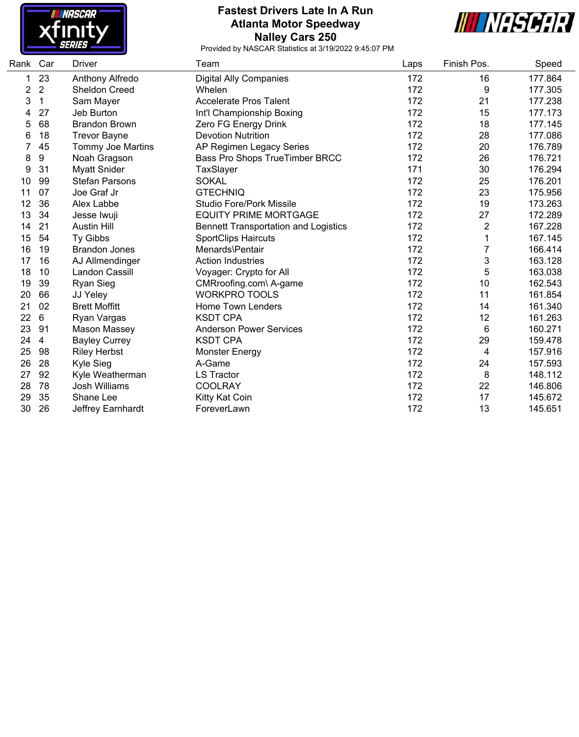# Fastest Drivers Late In A Run
## Atlanta Motor Speedway
## Nalley Cars 250

Provided by NASCAR Statistics at 3/19/2022 9:45:07 PM

| Rank | Car | Driver | Team | Laps | Finish Pos. | Speed |
|---|---|---|---|---|---|---|
| 1 | 23 | Anthony Alfredo | Digital Ally Companies | 172 | 16 | 177.864 |
| 2 | 2 | Sheldon Creed | Whelen | 172 | 9 | 177.305 |
| 3 | 1 | Sam Mayer | Accelerate Pros Talent | 172 | 21 | 177.238 |
| 4 | 27 | Jeb Burton | Int'l Championship Boxing | 172 | 15 | 177.173 |
| 5 | 68 | Brandon Brown | Zero FG Energy Drink | 172 | 18 | 177.145 |
| 6 | 18 | Trevor Bayne | Devotion Nutrition | 172 | 28 | 177.086 |
| 7 | 45 | Tommy Joe Martins | AP Regimen Legacy Series | 172 | 20 | 176.789 |
| 8 | 9 | Noah Gragson | Bass Pro Shops TrueTimber BRCC | 172 | 26 | 176.721 |
| 9 | 31 | Myatt Snider | TaxSlayer | 171 | 30 | 176.294 |
| 10 | 99 | Stefan Parsons | SOKAL | 172 | 25 | 176.201 |
| 11 | 07 | Joe Graf Jr | GTECHNIQ | 172 | 23 | 175.956 |
| 12 | 36 | Alex Labbe | Studio Fore/Pork Missile | 172 | 19 | 173.263 |
| 13 | 34 | Jesse Iwuji | EQUITY PRIME MORTGAGE | 172 | 27 | 172.289 |
| 14 | 21 | Austin Hill | Bennett Transportation and Logistics | 172 | 2 | 167.228 |
| 15 | 54 | Ty Gibbs | SportClips Haircuts | 172 | 1 | 167.145 |
| 16 | 19 | Brandon Jones | Menards\Pentair | 172 | 7 | 166.414 |
| 17 | 16 | AJ Allmendinger | Action Industries | 172 | 3 | 163.128 |
| 18 | 10 | Landon Cassill | Voyager: Crypto for All | 172 | 5 | 163.038 |
| 19 | 39 | Ryan Sieg | CMRroofing.com\ A-game | 172 | 10 | 162.543 |
| 20 | 66 | JJ Yeley | WORKPRO TOOLS | 172 | 11 | 161.854 |
| 21 | 02 | Brett Moffitt | Home Town Lenders | 172 | 14 | 161.340 |
| 22 | 6 | Ryan Vargas | KSDT CPA | 172 | 12 | 161.263 |
| 23 | 91 | Mason Massey | Anderson Power Services | 172 | 6 | 160.271 |
| 24 | 4 | Bayley Currey | KSDT CPA | 172 | 29 | 159.478 |
| 25 | 98 | Riley Herbst | Monster Energy | 172 | 4 | 157.916 |
| 26 | 28 | Kyle Sieg | A-Game | 172 | 24 | 157.593 |
| 27 | 92 | Kyle Weatherman | LS Tractor | 172 | 8 | 148.112 |
| 28 | 78 | Josh Williams | COOLRAY | 172 | 22 | 146.806 |
| 29 | 35 | Shane Lee | Kitty Kat Coin | 172 | 17 | 145.672 |
| 30 | 26 | Jeffrey Earnhardt | ForeverLawn | 172 | 13 | 145.651 |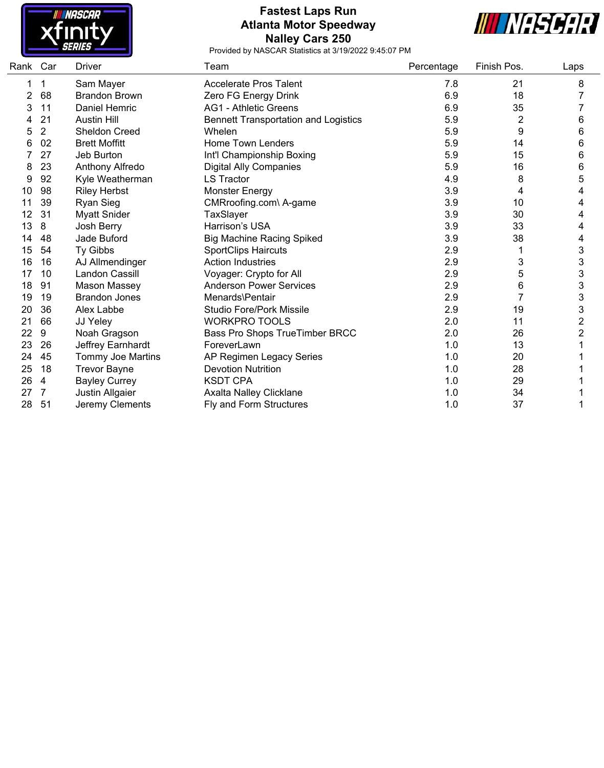# Fastest Laps Run
## Atlanta Motor Speedway
## Nalley Cars 250

Provided by NASCAR Statistics at 3/19/2022 9:45:07 PM

| Rank | Car | Driver | Team | Percentage | Finish Pos. | Laps |
|---|---|---|---|---|---|---|
| 1 | 1 | Sam Mayer | Accelerate Pros Talent | 7.8 | 21 | 8 |
| 2 | 68 | Brandon Brown | Zero FG Energy Drink | 6.9 | 18 | 7 |
| 3 | 11 | Daniel Hemric | AG1 - Athletic Greens | 6.9 | 35 | 7 |
| 4 | 21 | Austin Hill | Bennett Transportation and Logistics | 5.9 | 2 | 6 |
| 5 | 2 | Sheldon Creed | Whelen | 5.9 | 9 | 6 |
| 6 | 02 | Brett Moffitt | Home Town Lenders | 5.9 | 14 | 6 |
| 7 | 27 | Jeb Burton | Int'l Championship Boxing | 5.9 | 15 | 6 |
| 8 | 23 | Anthony Alfredo | Digital Ally Companies | 5.9 | 16 | 6 |
| 9 | 92 | Kyle Weatherman | LS Tractor | 4.9 | 8 | 5 |
| 10 | 98 | Riley Herbst | Monster Energy | 3.9 | 4 | 4 |
| 11 | 39 | Ryan Sieg | CMRroofing.com\ A-game | 3.9 | 10 | 4 |
| 12 | 31 | Myatt Snider | TaxSlayer | 3.9 | 30 | 4 |
| 13 | 8 | Josh Berry | Harrison's USA | 3.9 | 33 | 4 |
| 14 | 48 | Jade Buford | Big Machine Racing Spiked | 3.9 | 38 | 4 |
| 15 | 54 | Ty Gibbs | SportClips Haircuts | 2.9 | 1 | 3 |
| 16 | 16 | AJ Allmendinger | Action Industries | 2.9 | 3 | 3 |
| 17 | 10 | Landon Cassill | Voyager: Crypto for All | 2.9 | 5 | 3 |
| 18 | 91 | Mason Massey | Anderson Power Services | 2.9 | 6 | 3 |
| 19 | 19 | Brandon Jones | Menards\Pentair | 2.9 | 7 | 3 |
| 20 | 36 | Alex Labbe | Studio Fore/Pork Missile | 2.9 | 19 | 3 |
| 21 | 66 | JJ Yeley | WORKPRO TOOLS | 2.0 | 11 | 2 |
| 22 | 9 | Noah Gragson | Bass Pro Shops TrueTimber BRCC | 2.0 | 26 | 2 |
| 23 | 26 | Jeffrey Earnhardt | ForeverLawn | 1.0 | 13 | 1 |
| 24 | 45 | Tommy Joe Martins | AP Regimen Legacy Series | 1.0 | 20 | 1 |
| 25 | 18 | Trevor Bayne | Devotion Nutrition | 1.0 | 28 | 1 |
| 26 | 4 | Bayley Currey | KSDT CPA | 1.0 | 29 | 1 |
| 27 | 7 | Justin Allgaier | Axalta Nalley Clicklane | 1.0 | 34 | 1 |
| 28 | 51 | Jeremy Clements | Fly and Form Structures | 1.0 | 37 | 1 |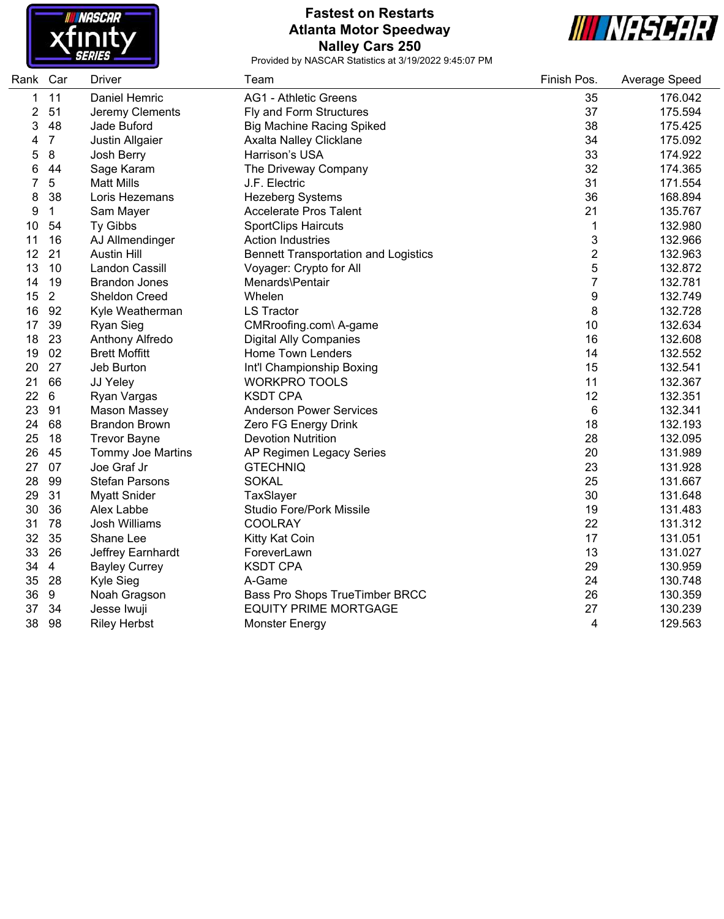# Fastest on Restarts
## Atlanta Motor Speedway
## Nalley Cars 250

Provided by NASCAR Statistics at 3/19/2022 9:45:07 PM

| Rank | Car | Driver | Team | Finish Pos. | Average Speed |
|---|---|---|---|---|---|
| 1 | 11 | Daniel Hemric | AG1 - Athletic Greens | 35 | 176.042 |
| 2 | 51 | Jeremy Clements | Fly and Form Structures | 37 | 175.594 |
| 3 | 48 | Jade Buford | Big Machine Racing Spiked | 38 | 175.425 |
| 4 | 7 | Justin Allgaier | Axalta Nalley Clicklane | 34 | 175.092 |
| 5 | 8 | Josh Berry | Harrison's USA | 33 | 174.922 |
| 6 | 44 | Sage Karam | The Driveway Company | 32 | 174.365 |
| 7 | 5 | Matt Mills | J.F. Electric | 31 | 171.554 |
| 8 | 38 | Loris Hezemans | Hezeberg Systems | 36 | 168.894 |
| 9 | 1 | Sam Mayer | Accelerate Pros Talent | 21 | 135.767 |
| 10 | 54 | Ty Gibbs | SportClips Haircuts | 1 | 132.980 |
| 11 | 16 | AJ Allmendinger | Action Industries | 3 | 132.966 |
| 12 | 21 | Austin Hill | Bennett Transportation and Logistics | 2 | 132.963 |
| 13 | 10 | Landon Cassill | Voyager: Crypto for All | 5 | 132.872 |
| 14 | 19 | Brandon Jones | Menards\Pentair | 7 | 132.781 |
| 15 | 2 | Sheldon Creed | Whelen | 9 | 132.749 |
| 16 | 92 | Kyle Weatherman | LS Tractor | 8 | 132.728 |
| 17 | 39 | Ryan Sieg | CMRroofing.com\ A-game | 10 | 132.634 |
| 18 | 23 | Anthony Alfredo | Digital Ally Companies | 16 | 132.608 |
| 19 | 02 | Brett Moffitt | Home Town Lenders | 14 | 132.552 |
| 20 | 27 | Jeb Burton | Int'l Championship Boxing | 15 | 132.541 |
| 21 | 66 | JJ Yeley | WORKPRO TOOLS | 11 | 132.367 |
| 22 | 6 | Ryan Vargas | KSDT CPA | 12 | 132.351 |
| 23 | 91 | Mason Massey | Anderson Power Services | 6 | 132.341 |
| 24 | 68 | Brandon Brown | Zero FG Energy Drink | 18 | 132.193 |
| 25 | 18 | Trevor Bayne | Devotion Nutrition | 28 | 132.095 |
| 26 | 45 | Tommy Joe Martins | AP Regimen Legacy Series | 20 | 131.989 |
| 27 | 07 | Joe Graf Jr | GTECHNIQ | 23 | 131.928 |
| 28 | 99 | Stefan Parsons | SOKAL | 25 | 131.667 |
| 29 | 31 | Myatt Snider | TaxSlayer | 30 | 131.648 |
| 30 | 36 | Alex Labbe | Studio Fore/Pork Missile | 19 | 131.483 |
| 31 | 78 | Josh Williams | COOLRAY | 22 | 131.312 |
| 32 | 35 | Shane Lee | Kitty Kat Coin | 17 | 131.051 |
| 33 | 26 | Jeffrey Earnhardt | ForeverLawn | 13 | 131.027 |
| 34 | 4 | Bayley Currey | KSDT CPA | 29 | 130.959 |
| 35 | 28 | Kyle Sieg | A-Game | 24 | 130.748 |
| 36 | 9 | Noah Gragson | Bass Pro Shops TrueTimber BRCC | 26 | 130.359 |
| 37 | 34 | Jesse Iwuji | EQUITY PRIME MORTGAGE | 27 | 130.239 |
| 38 | 98 | Riley Herbst | Monster Energy | 4 | 129.563 |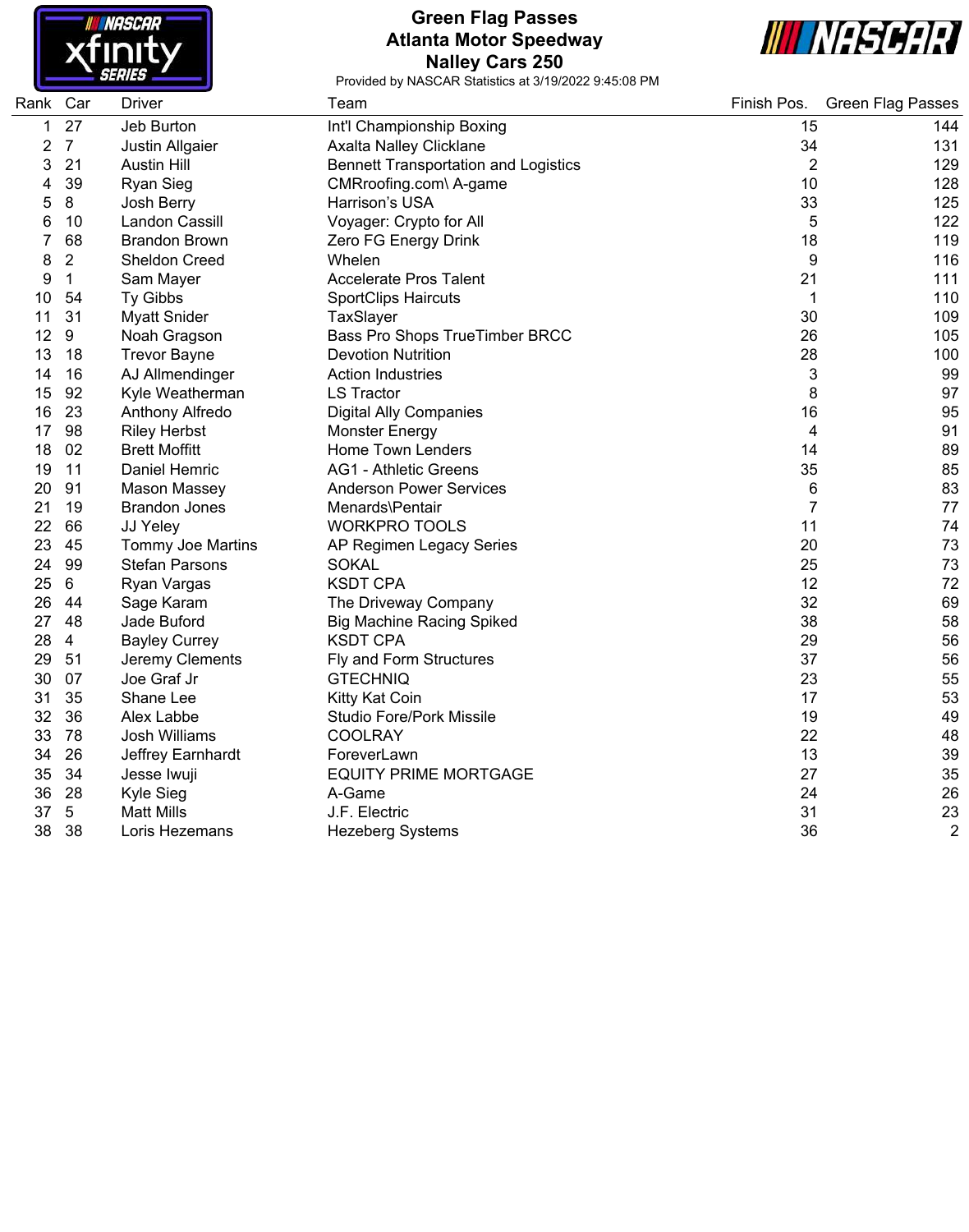# Green Flag Passes
## Atlanta Motor Speedway
## Nalley Cars 250

Provided by NASCAR Statistics at 3/19/2022 9:45:08 PM

| Rank | Car | Driver | Team | Finish Pos. | Green Flag Passes |
|---|---|---|---|---|---|
| 1 | 27 | Jeb Burton | Int'l Championship Boxing | 15 | 144 |
| 2 | 7 | Justin Allgaier | Axalta Nalley Clicklane | 34 | 131 |
| 3 | 21 | Austin Hill | Bennett Transportation and Logistics | 2 | 129 |
| 4 | 39 | Ryan Sieg | CMRroofing.com\ A-game | 10 | 128 |
| 5 | 8 | Josh Berry | Harrison's USA | 33 | 125 |
| 6 | 10 | Landon Cassill | Voyager: Crypto for All | 5 | 122 |
| 7 | 68 | Brandon Brown | Zero FG Energy Drink | 18 | 119 |
| 8 | 2 | Sheldon Creed | Whelen | 9 | 116 |
| 9 | 1 | Sam Mayer | Accelerate Pros Talent | 21 | 111 |
| 10 | 54 | Ty Gibbs | SportClips Haircuts | 1 | 110 |
| 11 | 31 | Myatt Snider | TaxSlayer | 30 | 109 |
| 12 | 9 | Noah Gragson | Bass Pro Shops TrueTimber BRCC | 26 | 105 |
| 13 | 18 | Trevor Bayne | Devotion Nutrition | 28 | 100 |
| 14 | 16 | AJ Allmendinger | Action Industries | 3 | 99 |
| 15 | 92 | Kyle Weatherman | LS Tractor | 8 | 97 |
| 16 | 23 | Anthony Alfredo | Digital Ally Companies | 16 | 95 |
| 17 | 98 | Riley Herbst | Monster Energy | 4 | 91 |
| 18 | 02 | Brett Moffitt | Home Town Lenders | 14 | 89 |
| 19 | 11 | Daniel Hemric | AG1 - Athletic Greens | 35 | 85 |
| 20 | 91 | Mason Massey | Anderson Power Services | 6 | 83 |
| 21 | 19 | Brandon Jones | Menards\Pentair | 7 | 77 |
| 22 | 66 | JJ Yeley | WORKPRO TOOLS | 11 | 74 |
| 23 | 45 | Tommy Joe Martins | AP Regimen Legacy Series | 20 | 73 |
| 24 | 99 | Stefan Parsons | SOKAL | 25 | 73 |
| 25 | 6 | Ryan Vargas | KSDT CPA | 12 | 72 |
| 26 | 44 | Sage Karam | The Driveway Company | 32 | 69 |
| 27 | 48 | Jade Buford | Big Machine Racing Spiked | 38 | 58 |
| 28 | 4 | Bayley Currey | KSDT CPA | 29 | 56 |
| 29 | 51 | Jeremy Clements | Fly and Form Structures | 37 | 56 |
| 30 | 07 | Joe Graf Jr | GTECHNIQ | 23 | 55 |
| 31 | 35 | Shane Lee | Kitty Kat Coin | 17 | 53 |
| 32 | 36 | Alex Labbe | Studio Fore/Pork Missile | 19 | 49 |
| 33 | 78 | Josh Williams | COOLRAY | 22 | 48 |
| 34 | 26 | Jeffrey Earnhardt | ForeverLawn | 13 | 39 |
| 35 | 34 | Jesse Iwuji | EQUITY PRIME MORTGAGE | 27 | 35 |
| 36 | 28 | Kyle Sieg | A-Game | 24 | 26 |
| 37 | 5 | Matt Mills | J.F. Electric | 31 | 23 |
| 38 | 38 | Loris Hezemans | Hezeberg Systems | 36 | 2 |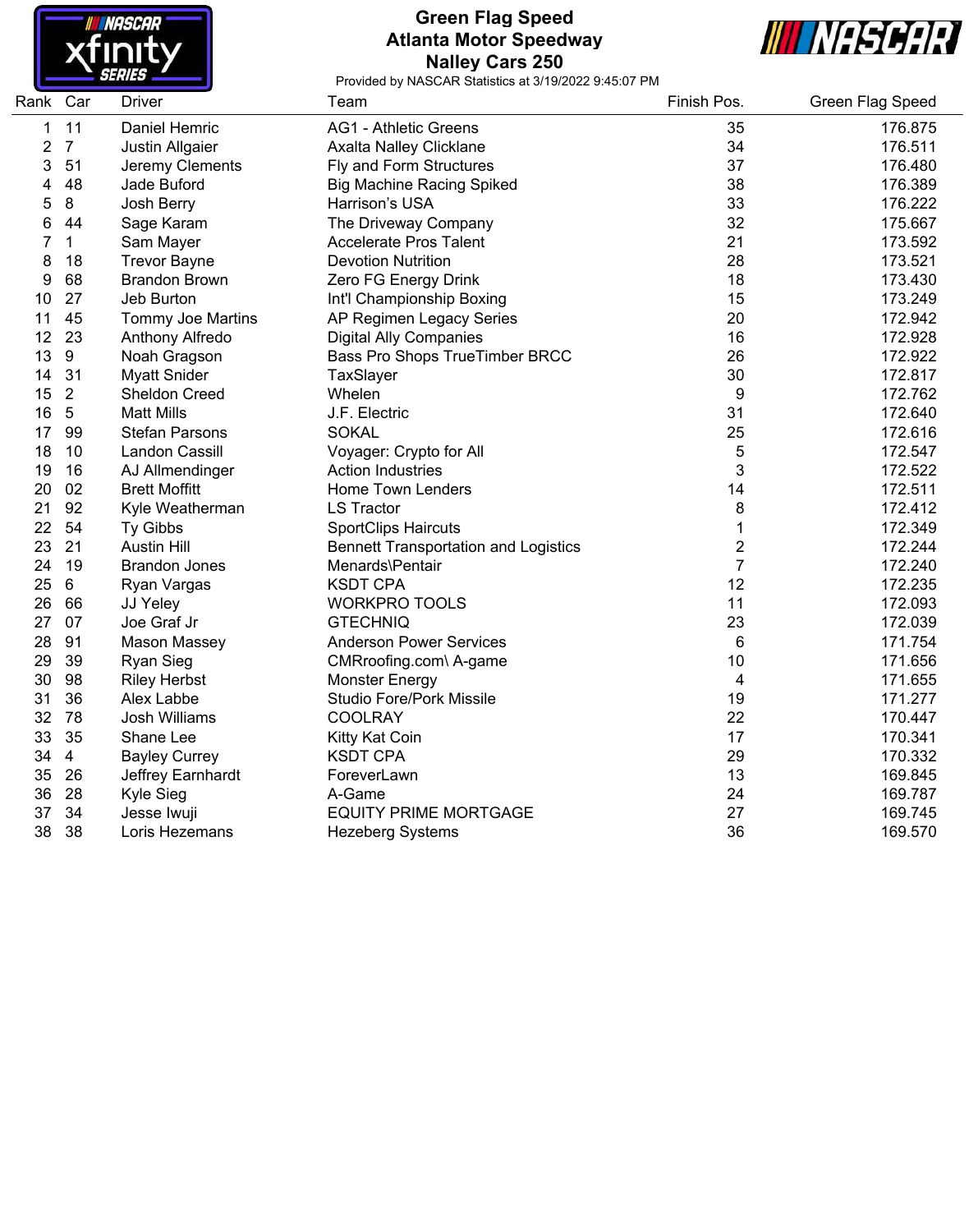# Green Flag Speed
## Atlanta Motor Speedway
## Nalley Cars 250

Provided by NASCAR Statistics at 3/19/2022 9:45:07 PM

| Rank | Car | Driver | Team | Finish Pos. | Green Flag Speed |
|---|---|---|---|---|---|
| 1 | 11 | Daniel Hemric | AG1 - Athletic Greens | 35 | 176.875 |
| 2 | 7 | Justin Allgaier | Axalta Nalley Clicklane | 34 | 176.511 |
| 3 | 51 | Jeremy Clements | Fly and Form Structures | 37 | 176.480 |
| 4 | 48 | Jade Buford | Big Machine Racing Spiked | 38 | 176.389 |
| 5 | 8 | Josh Berry | Harrison's USA | 33 | 176.222 |
| 6 | 44 | Sage Karam | The Driveway Company | 32 | 175.667 |
| 7 | 1 | Sam Mayer | Accelerate Pros Talent | 21 | 173.592 |
| 8 | 18 | Trevor Bayne | Devotion Nutrition | 28 | 173.521 |
| 9 | 68 | Brandon Brown | Zero FG Energy Drink | 18 | 173.430 |
| 10 | 27 | Jeb Burton | Int'l Championship Boxing | 15 | 173.249 |
| 11 | 45 | Tommy Joe Martins | AP Regimen Legacy Series | 20 | 172.942 |
| 12 | 23 | Anthony Alfredo | Digital Ally Companies | 16 | 172.928 |
| 13 | 9 | Noah Gragson | Bass Pro Shops TrueTimber BRCC | 26 | 172.922 |
| 14 | 31 | Myatt Snider | TaxSlayer | 30 | 172.817 |
| 15 | 2 | Sheldon Creed | Whelen | 9 | 172.762 |
| 16 | 5 | Matt Mills | J.F. Electric | 31 | 172.640 |
| 17 | 99 | Stefan Parsons | SOKAL | 25 | 172.616 |
| 18 | 10 | Landon Cassill | Voyager: Crypto for All | 5 | 172.547 |
| 19 | 16 | AJ Allmendinger | Action Industries | 3 | 172.522 |
| 20 | 02 | Brett Moffitt | Home Town Lenders | 14 | 172.511 |
| 21 | 92 | Kyle Weatherman | LS Tractor | 8 | 172.412 |
| 22 | 54 | Ty Gibbs | SportClips Haircuts | 1 | 172.349 |
| 23 | 21 | Austin Hill | Bennett Transportation and Logistics | 2 | 172.244 |
| 24 | 19 | Brandon Jones | Menards\Pentair | 7 | 172.240 |
| 25 | 6 | Ryan Vargas | KSDT CPA | 12 | 172.235 |
| 26 | 66 | JJ Yeley | WORKPRO TOOLS | 11 | 172.093 |
| 27 | 07 | Joe Graf Jr | GTECHNIQ | 23 | 172.039 |
| 28 | 91 | Mason Massey | Anderson Power Services | 6 | 171.754 |
| 29 | 39 | Ryan Sieg | CMRroofing.com\ A-game | 10 | 171.656 |
| 30 | 98 | Riley Herbst | Monster Energy | 4 | 171.655 |
| 31 | 36 | Alex Labbe | Studio Fore/Pork Missile | 19 | 171.277 |
| 32 | 78 | Josh Williams | COOLRAY | 22 | 170.447 |
| 33 | 35 | Shane Lee | Kitty Kat Coin | 17 | 170.341 |
| 34 | 4 | Bayley Currey | KSDT CPA | 29 | 170.332 |
| 35 | 26 | Jeffrey Earnhardt | ForeverLawn | 13 | 169.845 |
| 36 | 28 | Kyle Sieg | A-Game | 24 | 169.787 |
| 37 | 34 | Jesse Iwuji | EQUITY PRIME MORTGAGE | 27 | 169.745 |
| 38 | 38 | Loris Hezemans | Hezeberg Systems | 36 | 169.570 |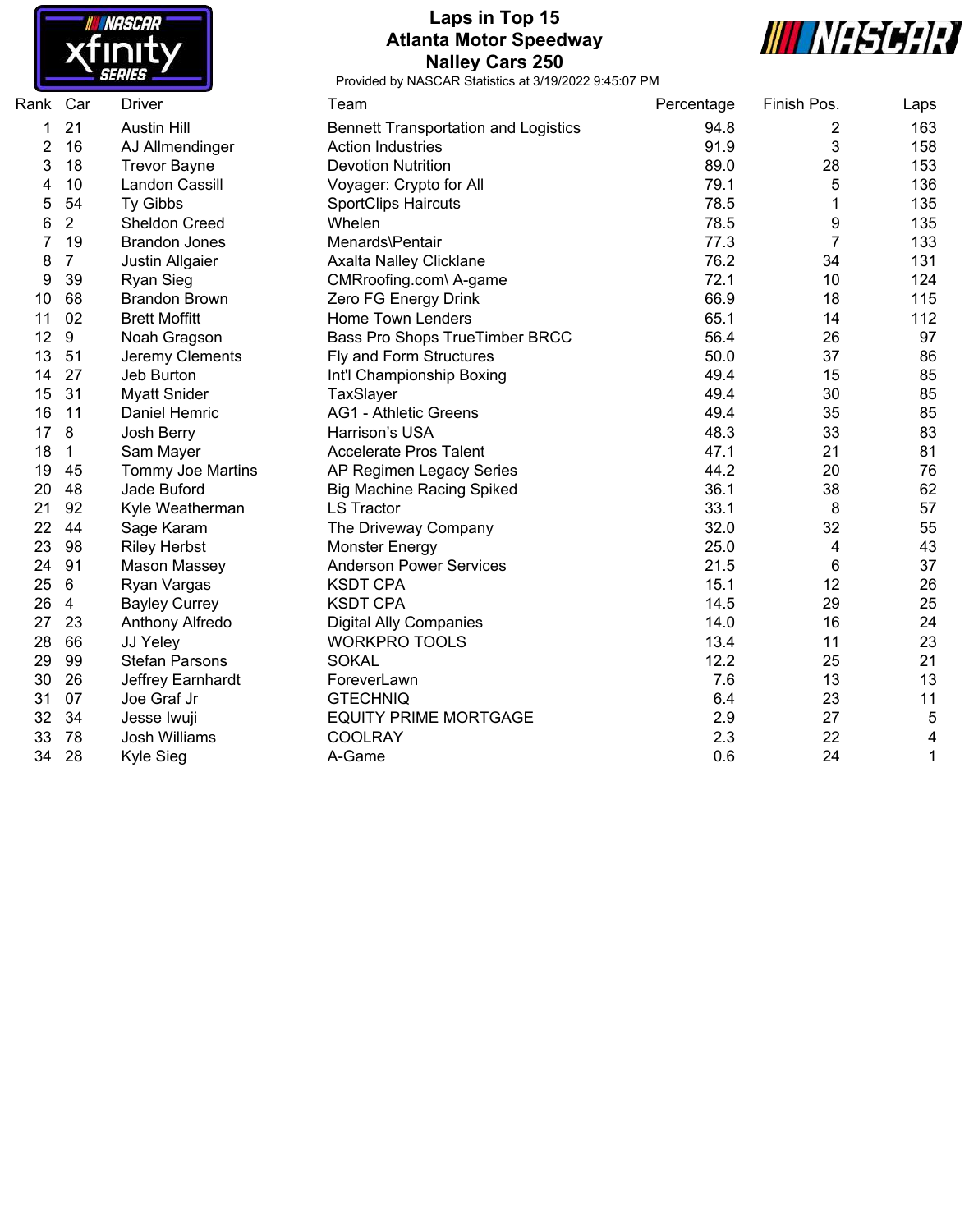# Laps in Top 15
## Atlanta Motor Speedway
## Nalley Cars 250

Provided by NASCAR Statistics at 3/19/2022 9:45:07 PM

| Rank | Car | Driver | Team | Percentage | Finish Pos. | Laps |
|---|---|---|---|---|---|---|
| 1 | 21 | Austin Hill | Bennett Transportation and Logistics | 94.8 | 2 | 163 |
| 2 | 16 | AJ Allmendinger | Action Industries | 91.9 | 3 | 158 |
| 3 | 18 | Trevor Bayne | Devotion Nutrition | 89.0 | 28 | 153 |
| 4 | 10 | Landon Cassill | Voyager: Crypto for All | 79.1 | 5 | 136 |
| 5 | 54 | Ty Gibbs | SportClips Haircuts | 78.5 | 1 | 135 |
| 6 | 2 | Sheldon Creed | Whelen | 78.5 | 9 | 135 |
| 7 | 19 | Brandon Jones | Menards\Pentair | 77.3 | 7 | 133 |
| 8 | 7 | Justin Allgaier | Axalta Nalley Clicklane | 76.2 | 34 | 131 |
| 9 | 39 | Ryan Sieg | CMRoofing.com\ A-game | 72.1 | 10 | 124 |
| 10 | 68 | Brandon Brown | Zero FG Energy Drink | 66.9 | 18 | 115 |
| 11 | 02 | Brett Moffitt | Home Town Lenders | 65.1 | 14 | 112 |
| 12 | 9 | Noah Gragson | Bass Pro Shops TrueTimber BRCC | 56.4 | 26 | 97 |
| 13 | 51 | Jeremy Clements | Fly and Form Structures | 50.0 | 37 | 86 |
| 14 | 27 | Jeb Burton | Int'l Championship Boxing | 49.4 | 15 | 85 |
| 15 | 31 | Myatt Snider | TaxSlayer | 49.4 | 30 | 85 |
| 16 | 11 | Daniel Hemric | AG1 - Athletic Greens | 49.4 | 35 | 85 |
| 17 | 8 | Josh Berry | Harrison's USA | 48.3 | 33 | 83 |
| 18 | 1 | Sam Mayer | Accelerate Pros Talent | 47.1 | 21 | 81 |
| 19 | 45 | Tommy Joe Martins | AP Regimen Legacy Series | 44.2 | 20 | 76 |
| 20 | 48 | Jade Buford | Big Machine Racing Spiked | 36.1 | 38 | 62 |
| 21 | 92 | Kyle Weatherman | LS Tractor | 33.1 | 8 | 57 |
| 22 | 44 | Sage Karam | The Driveway Company | 32.0 | 32 | 55 |
| 23 | 98 | Riley Herbst | Monster Energy | 25.0 | 4 | 43 |
| 24 | 91 | Mason Massey | Anderson Power Services | 21.5 | 6 | 37 |
| 25 | 6 | Ryan Vargas | KSDT CPA | 15.1 | 12 | 26 |
| 26 | 4 | Bayley Currey | KSDT CPA | 14.5 | 29 | 25 |
| 27 | 23 | Anthony Alfredo | Digital Ally Companies | 14.0 | 16 | 24 |
| 28 | 66 | JJ Yeley | WORKPRO TOOLS | 13.4 | 11 | 23 |
| 29 | 99 | Stefan Parsons | SOKAL | 12.2 | 25 | 21 |
| 30 | 26 | Jeffrey Earnhardt | ForeverLawn | 7.6 | 13 | 13 |
| 31 | 07 | Joe Graf Jr | GTECHNIQ | 6.4 | 23 | 11 |
| 32 | 34 | Jesse Iwuji | EQUITY PRIME MORTGAGE | 2.9 | 27 | 5 |
| 33 | 78 | Josh Williams | COOLRAY | 2.3 | 22 | 4 |
| 34 | 28 | Kyle Sieg | A-Game | 0.6 | 24 | 1 |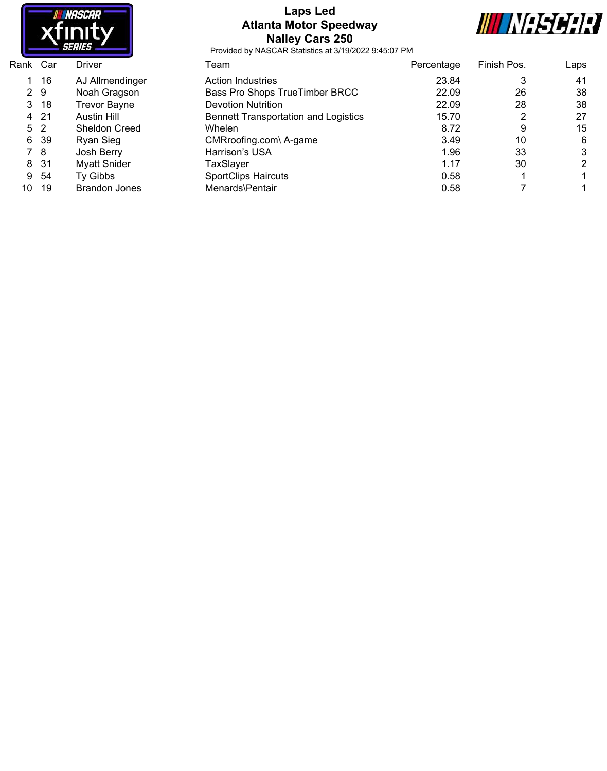# Laps Led
## Atlanta Motor Speedway
## Nalley Cars 250

Provided by NASCAR Statistics at 3/19/2022 9:45:07 PM

| Rank | Car | Driver | Team | Percentage | Finish Pos. | Laps |
|---|---|---|---|---|---|---|
| 1 | 16 | AJ Allmendinger | Action Industries | 23.84 | 3 | 41 |
| 2 | 9 | Noah Gragson | Bass Pro Shops TrueTimber BRCC | 22.09 | 26 | 38 |
| 3 | 18 | Trevor Bayne | Devotion Nutrition | 22.09 | 28 | 38 |
| 4 | 21 | Austin Hill | Bennett Transportation and Logistics | 15.70 | 2 | 27 |
| 5 | 2 | Sheldon Creed | Whelen | 8.72 | 9 | 15 |
| 6 | 39 | Ryan Sieg | CMRroofing.com\ A-game | 3.49 | 10 | 6 |
| 7 | 8 | Josh Berry | Harrison's USA | 1.96 | 33 | 3 |
| 8 | 31 | Myatt Snider | TaxSlayer | 1.17 | 30 | 2 |
| 9 | 54 | Ty Gibbs | SportClips Haircuts | 0.58 | 1 | 1 |
| 10 | 19 | Brandon Jones | Menards\Pentair | 0.58 | 7 | 1 |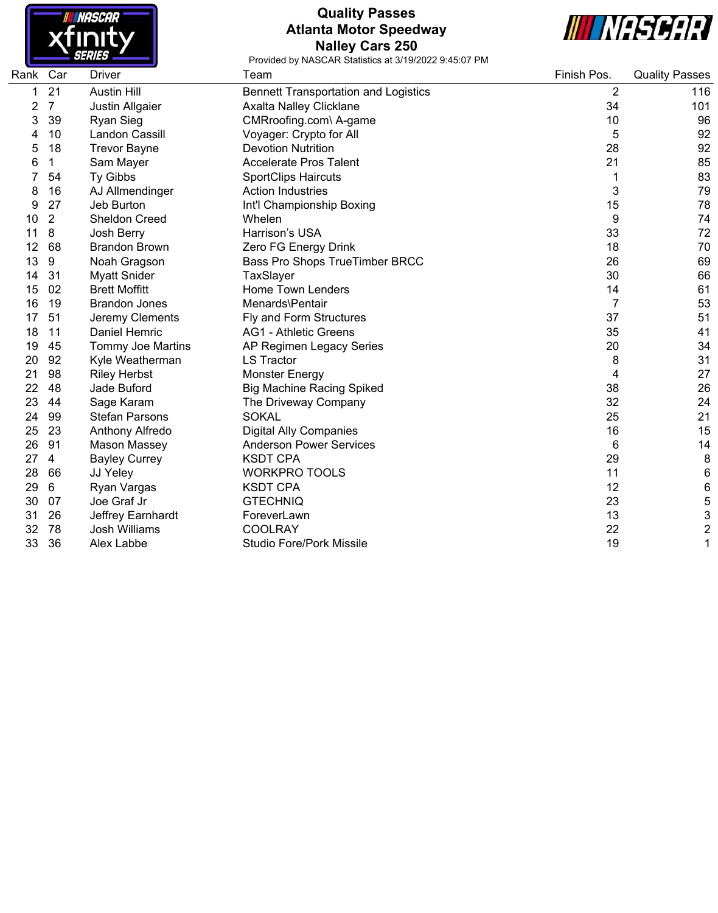# Quality Passes
## Atlanta Motor Speedway
## Nalley Cars 250

Provided by NASCAR Statistics at 3/19/2022 9:45:07 PM

| Rank | Car | Driver | Team | Finish Pos. | Quality Passes |
|---|---|---|---|---|---|
| 1 | 21 | Austin Hill | Bennett Transportation and Logistics | 2 | 116 |
| 2 | 7 | Justin Allgaier | Axalta Nalley Clicklane | 34 | 101 |
| 3 | 39 | Ryan Sieg | CMRroofing.com\ A-game | 10 | 96 |
| 4 | 10 | Landon Cassill | Voyager: Crypto for All | 5 | 92 |
| 5 | 18 | Trevor Bayne | Devotion Nutrition | 28 | 92 |
| 6 | 1 | Sam Mayer | Accelerate Pros Talent | 21 | 85 |
| 7 | 54 | Ty Gibbs | SportClips Haircuts | 1 | 83 |
| 8 | 16 | AJ Allmendinger | Action Industries | 3 | 79 |
| 9 | 27 | Jeb Burton | Int'l Championship Boxing | 15 | 78 |
| 10 | 2 | Sheldon Creed | Whelen | 9 | 74 |
| 11 | 8 | Josh Berry | Harrison's USA | 33 | 72 |
| 12 | 68 | Brandon Brown | Zero FG Energy Drink | 18 | 70 |
| 13 | 9 | Noah Gragson | Bass Pro Shops TrueTimber BRCC | 26 | 69 |
| 14 | 31 | Myatt Snider | TaxSlayer | 30 | 66 |
| 15 | 02 | Brett Moffitt | Home Town Lenders | 14 | 61 |
| 16 | 19 | Brandon Jones | Menards\Pentair | 7 | 53 |
| 17 | 51 | Jeremy Clements | Fly and Form Structures | 37 | 51 |
| 18 | 11 | Daniel Hemric | AG1 - Athletic Greens | 35 | 41 |
| 19 | 45 | Tommy Joe Martins | AP Regimen Legacy Series | 20 | 34 |
| 20 | 92 | Kyle Weatherman | LS Tractor | 8 | 31 |
| 21 | 98 | Riley Herbst | Monster Energy | 4 | 27 |
| 22 | 48 | Jade Buford | Big Machine Racing Spiked | 38 | 26 |
| 23 | 44 | Sage Karam | The Driveway Company | 32 | 24 |
| 24 | 99 | Stefan Parsons | SOKAL | 25 | 21 |
| 25 | 23 | Anthony Alfredo | Digital Ally Companies | 16 | 15 |
| 26 | 91 | Mason Massey | Anderson Power Services | 6 | 14 |
| 27 | 4 | Bayley Currey | KSDT CPA | 29 | 8 |
| 28 | 66 | JJ Yeley | WORKPRO TOOLS | 11 | 6 |
| 29 | 6 | Ryan Vargas | KSDT CPA | 12 | 6 |
| 30 | 07 | Joe Graf Jr | GTECHNIQ | 23 | 5 |
| 31 | 26 | Jeffrey Earnhardt | ForeverLawn | 13 | 3 |
| 32 | 78 | Josh Williams | COOLRAY | 22 | 2 |
| 33 | 36 | Alex Labbe | Studio Fore/Pork Missile | 19 | 1 |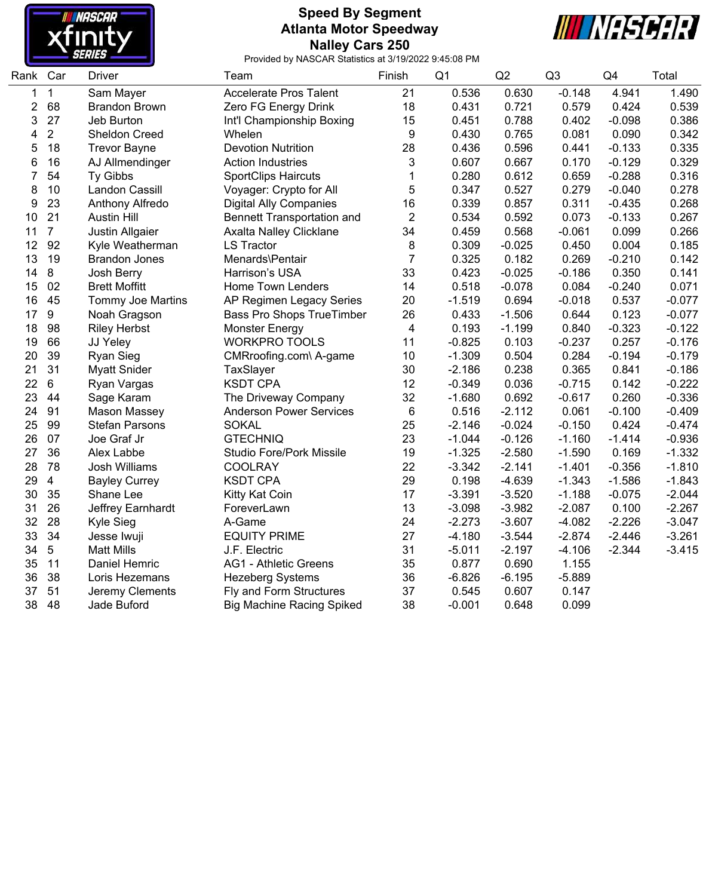# Speed By Segment
## Atlanta Motor Speedway
## Nalley Cars 250

Provided by NASCAR Statistics at 3/19/2022 9:45:08 PM

| Rank | Car | Driver | Team | Finish | Q1 | Q2 | Q3 | Q4 | Total |
|---|---|---|---|---|---|---|---|---|---|
| 1 | 1 | Sam Mayer | Accelerate Pros Talent | 21 | 0.536 | 0.630 | -0.148 | 4.941 | 1.490 |
| 2 | 68 | Brandon Brown | Zero FG Energy Drink | 18 | 0.431 | 0.721 | 0.579 | 0.424 | 0.539 |
| 3 | 27 | Jeb Burton | Int'l Championship Boxing | 15 | 0.451 | 0.788 | 0.402 | -0.098 | 0.386 |
| 4 | 2 | Sheldon Creed | Whelen | 9 | 0.430 | 0.765 | 0.081 | 0.090 | 0.342 |
| 5 | 18 | Trevor Bayne | Devotion Nutrition | 28 | 0.436 | 0.596 | 0.441 | -0.133 | 0.335 |
| 6 | 16 | AJ Allmendinger | Action Industries | 3 | 0.607 | 0.667 | 0.170 | -0.129 | 0.329 |
| 7 | 54 | Ty Gibbs | SportClips Haircuts | 1 | 0.280 | 0.612 | 0.659 | -0.288 | 0.316 |
| 8 | 10 | Landon Cassill | Voyager: Crypto for All | 5 | 0.347 | 0.527 | 0.279 | -0.040 | 0.278 |
| 9 | 23 | Anthony Alfredo | Digital Ally Companies | 16 | 0.339 | 0.857 | 0.311 | -0.435 | 0.268 |
| 10 | 21 | Austin Hill | Bennett Transportation and | 2 | 0.534 | 0.592 | 0.073 | -0.133 | 0.267 |
| 11 | 7 | Justin Allgaier | Axalta Nalley Clicklane | 34 | 0.459 | 0.568 | -0.061 | 0.099 | 0.266 |
| 12 | 92 | Kyle Weatherman | LS Tractor | 8 | 0.309 | -0.025 | 0.450 | 0.004 | 0.185 |
| 13 | 19 | Brandon Jones | Menards\Pentair | 7 | 0.325 | 0.182 | 0.269 | -0.210 | 0.142 |
| 14 | 8 | Josh Berry | Harrison's USA | 33 | 0.423 | -0.025 | -0.186 | 0.350 | 0.141 |
| 15 | 02 | Brett Moffitt | Home Town Lenders | 14 | 0.518 | -0.078 | 0.084 | -0.240 | 0.071 |
| 16 | 45 | Tommy Joe Martins | AP Regimen Legacy Series | 20 | -1.519 | 0.694 | -0.018 | 0.537 | -0.077 |
| 17 | 9 | Noah Gragson | Bass Pro Shops TrueTimber | 26 | 0.433 | -1.506 | 0.644 | 0.123 | -0.077 |
| 18 | 98 | Riley Herbst | Monster Energy | 4 | 0.193 | -1.199 | 0.840 | -0.323 | -0.122 |
| 19 | 66 | JJ Yeley | WORKPRO TOOLS | 11 | -0.825 | 0.103 | -0.237 | 0.257 | -0.176 |
| 20 | 39 | Ryan Sieg | CMRroofing.com\ A-game | 10 | -1.309 | 0.504 | 0.284 | -0.194 | -0.179 |
| 21 | 31 | Myatt Snider | TaxSlayer | 30 | -2.186 | 0.238 | 0.365 | 0.841 | -0.186 |
| 22 | 6 | Ryan Vargas | KSDT CPA | 12 | -0.349 | 0.036 | -0.715 | 0.142 | -0.222 |
| 23 | 44 | Sage Karam | The Driveway Company | 32 | -1.680 | 0.692 | -0.617 | 0.260 | -0.336 |
| 24 | 91 | Mason Massey | Anderson Power Services | 6 | 0.516 | -2.112 | 0.061 | -0.100 | -0.409 |
| 25 | 99 | Stefan Parsons | SOKAL | 25 | -2.146 | -0.024 | -0.150 | 0.424 | -0.474 |
| 26 | 07 | Joe Graf Jr | GTECHNIQ | 23 | -1.044 | -0.126 | -1.160 | -1.414 | -0.936 |
| 27 | 36 | Alex Labbe | Studio Fore/Pork Missile | 19 | -1.325 | -2.580 | -1.590 | 0.169 | -1.332 |
| 28 | 78 | Josh Williams | COOLRAY | 22 | -3.342 | -2.141 | -1.401 | -0.356 | -1.810 |
| 29 | 4 | Bayley Currey | KSDT CPA | 29 | 0.198 | -4.639 | -1.343 | -1.586 | -1.843 |
| 30 | 35 | Shane Lee | Kitty Kat Coin | 17 | -3.391 | -3.520 | -1.188 | -0.075 | -2.044 |
| 31 | 26 | Jeffrey Earnhardt | ForeverLawn | 13 | -3.098 | -3.982 | -2.087 | 0.100 | -2.267 |
| 32 | 28 | Kyle Sieg | A-Game | 24 | -2.273 | -3.607 | -4.082 | -2.226 | -3.047 |
| 33 | 34 | Jesse Iwuji | EQUITY PRIME | 27 | -4.180 | -3.544 | -2.874 | -2.446 | -3.261 |
| 34 | 5 | Matt Mills | J.F. Electric | 31 | -5.011 | -2.197 | -4.106 | -2.344 | -3.415 |
| 35 | 11 | Daniel Hemric | AG1 - Athletic Greens | 35 | 0.877 | 0.690 | 1.155 | | |
| 36 | 38 | Loris Hezemans | Hezeberg Systems | 36 | -6.826 | -6.195 | -5.889 | | |
| 37 | 51 | Jeremy Clements | Fly and Form Structures | 37 | 0.545 | 0.607 | 0.147 | | |
| 38 | 48 | Jade Buford | Big Machine Racing Spiked | 38 | -0.001 | 0.648 | 0.099 | | |